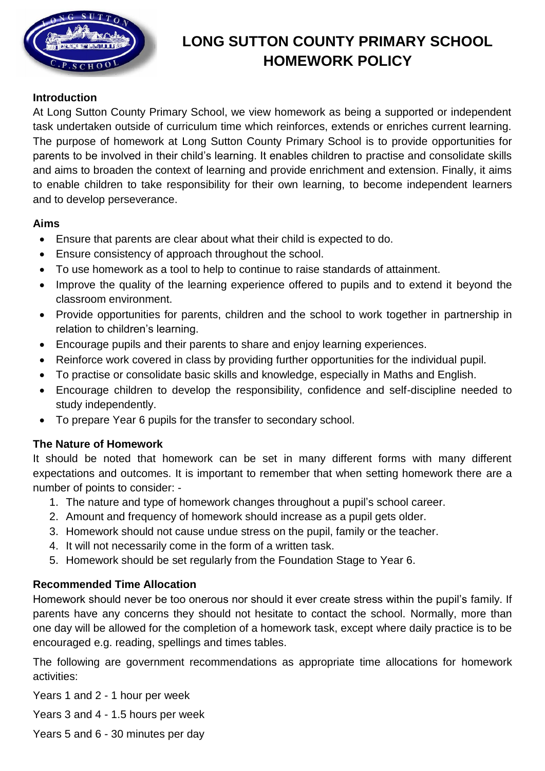# LONG SUTTON COUNTY PRIMARY SCHOOL HOMEWORK POLICY

### Introduction

At Long Sutton County Primary School, we view homework as being a supported or independent task undertaken outside of curriculum time which reinforces, extends or enriches current learning. The purpose of homework at Long Sutton County Primary School is to provide opportunities for parents to be involved in their child's learning. It enables children to practise and consolidate skills and aims to broaden the context of learning and provide enrichment and extension. Finally, it aims to enable children to take responsibility for their own learning, to become independent learners and to develop perseverance.

### Aims

- Ensure that parents are clear about what their child is expected to do.
- Ensure consistency of approach throughout the school.
- To use homework as a tool to help to continue to raise standards of attainment.
- Improve the quality of the learning experience offered to pupils and to extend it beyond the classroom environment.
- Provide opportunities for parents, children and the school to work together in partnership in relation to children's learning.
- Encourage pupils and their parents to share and enjoy learning experiences.
- Reinforce work covered in class by providing further opportunities for the individual pupil.
- To practise or consolidate basic skills and knowledge, especially in Maths and English.
- Encourage children to develop the responsibility, confidence and self-discipline needed to study independently.
- To prepare Year 6 pupils for the transfer to secondary school.

### The Nature of Homework

It should be noted that homework can be set in many different forms with many different expectations and outcomes. It is important to remember that when setting homework there are a number of points to consider: -

1. The nature and type of homework changes throughout a pupil's school career.
2. Amount and frequency of homework should increase as a pupil gets older.
3. Homework should not cause undue stress on the pupil, family or the teacher.
4. It will not necessarily come in the form of a written task.
5. Homework should be set regularly from the Foundation Stage to Year 6.

### Recommended Time Allocation

Homework should never be too onerous nor should it ever create stress within the pupil's family. If parents have any concerns they should not hesitate to contact the school. Normally, more than one day will be allowed for the completion of a homework task, except where daily practice is to be encouraged e.g. reading, spellings and times tables.

The following are government recommendations as appropriate time allocations for homework activities:

Years 1 and 2 - 1 hour per week

Years 3 and 4 - 1.5 hours per week

Years 5 and 6 - 30 minutes per day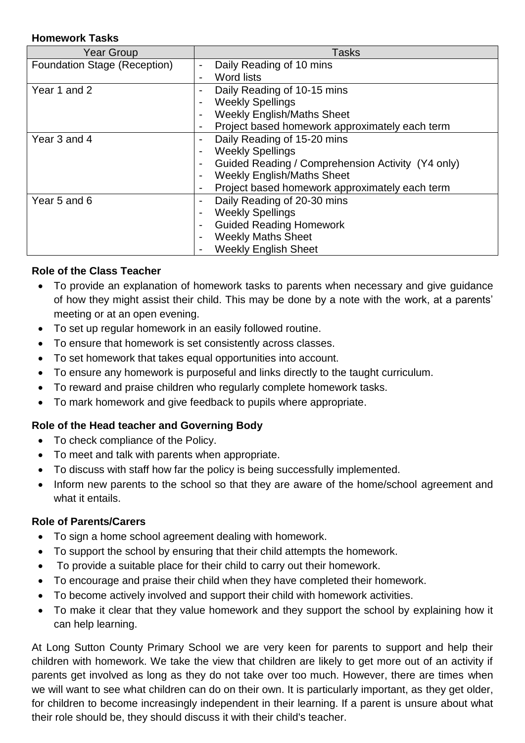**Homework Tasks**

| Year Group | Tasks |
|---|---|
| Foundation Stage (Reception) | - Daily Reading of 10 mins<br>- Word lists |
| Year 1 and 2 | - Daily Reading of 10-15 mins<br>- Weekly Spellings<br>- Weekly English/Maths Sheet<br>- Project based homework approximately each term |
| Year 3 and 4 | - Daily Reading of 15-20 mins<br>- Weekly Spellings<br>- Guided Reading / Comprehension Activity (Y4 only)<br>- Weekly English/Maths Sheet<br>- Project based homework approximately each term |
| Year 5 and 6 | - Daily Reading of 20-30 mins<br>- Weekly Spellings<br>- Guided Reading Homework<br>- Weekly Maths Sheet<br>- Weekly English Sheet |

**Role of the Class Teacher**

- To provide an explanation of homework tasks to parents when necessary and give guidance of how they might assist their child. This may be done by a note with the work, at a parents' meeting or at an open evening.
- To set up regular homework in an easily followed routine.
- To ensure that homework is set consistently across classes.
- To set homework that takes equal opportunities into account.
- To ensure any homework is purposeful and links directly to the taught curriculum.
- To reward and praise children who regularly complete homework tasks.
- To mark homework and give feedback to pupils where appropriate.

**Role of the Head teacher and Governing Body**

- To check compliance of the Policy.
- To meet and talk with parents when appropriate.
- To discuss with staff how far the policy is being successfully implemented.
- Inform new parents to the school so that they are aware of the home/school agreement and what it entails.

**Role of Parents/Carers**

- To sign a home school agreement dealing with homework.
- To support the school by ensuring that their child attempts the homework.
- To provide a suitable place for their child to carry out their homework.
- To encourage and praise their child when they have completed their homework.
- To become actively involved and support their child with homework activities.
- To make it clear that they value homework and they support the school by explaining how it can help learning.

At Long Sutton County Primary School we are very keen for parents to support and help their children with homework. We take the view that children are likely to get more out of an activity if parents get involved as long as they do not take over too much. However, there are times when we will want to see what children can do on their own. It is particularly important, as they get older, for children to become increasingly independent in their learning. If a parent is unsure about what their role should be, they should discuss it with their child's teacher.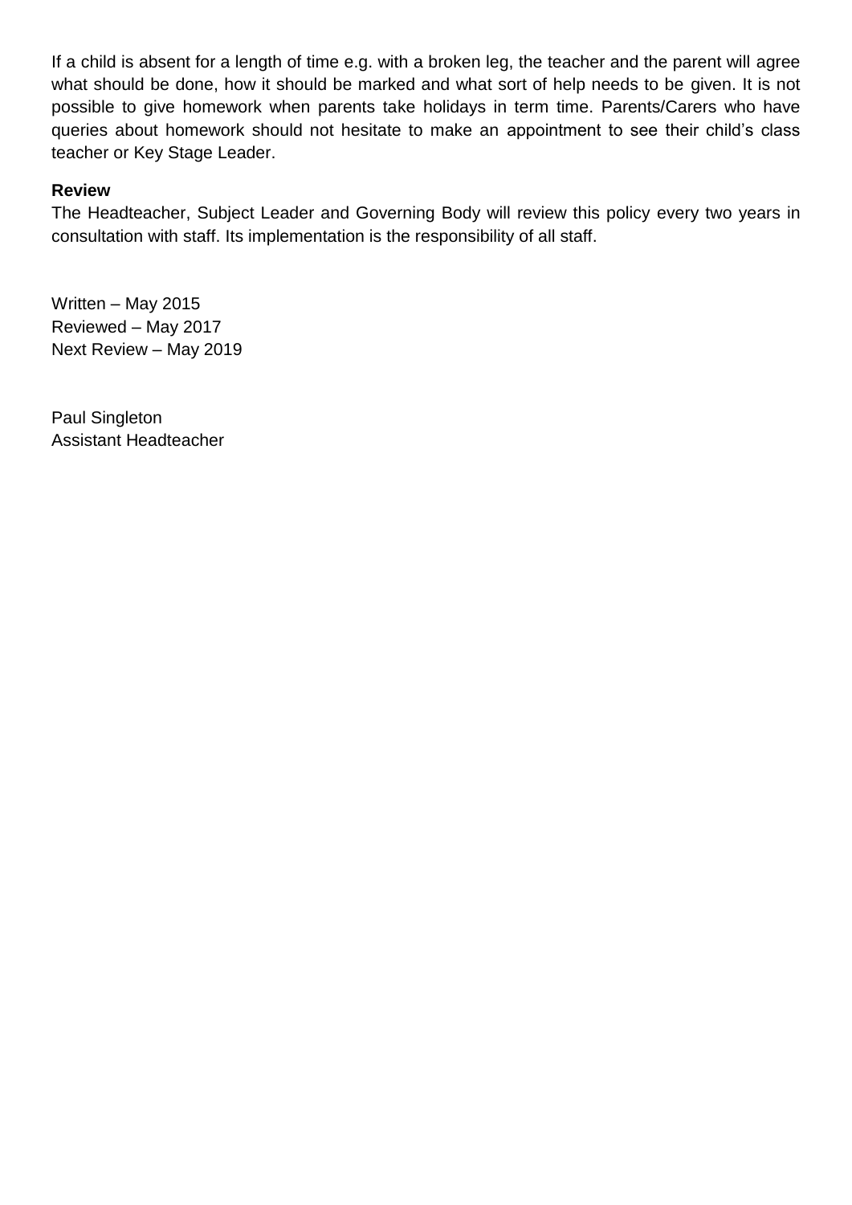If a child is absent for a length of time e.g. with a broken leg, the teacher and the parent will agree what should be done, how it should be marked and what sort of help needs to be given. It is not possible to give homework when parents take holidays in term time. Parents/Carers who have queries about homework should not hesitate to make an appointment to see their child's class teacher or Key Stage Leader.

**Review**

The Headteacher, Subject Leader and Governing Body will review this policy every two years in consultation with staff. Its implementation is the responsibility of all staff.

Written – May 2015
Reviewed – May 2017
Next Review – May 2019

Paul Singleton
Assistant Headteacher